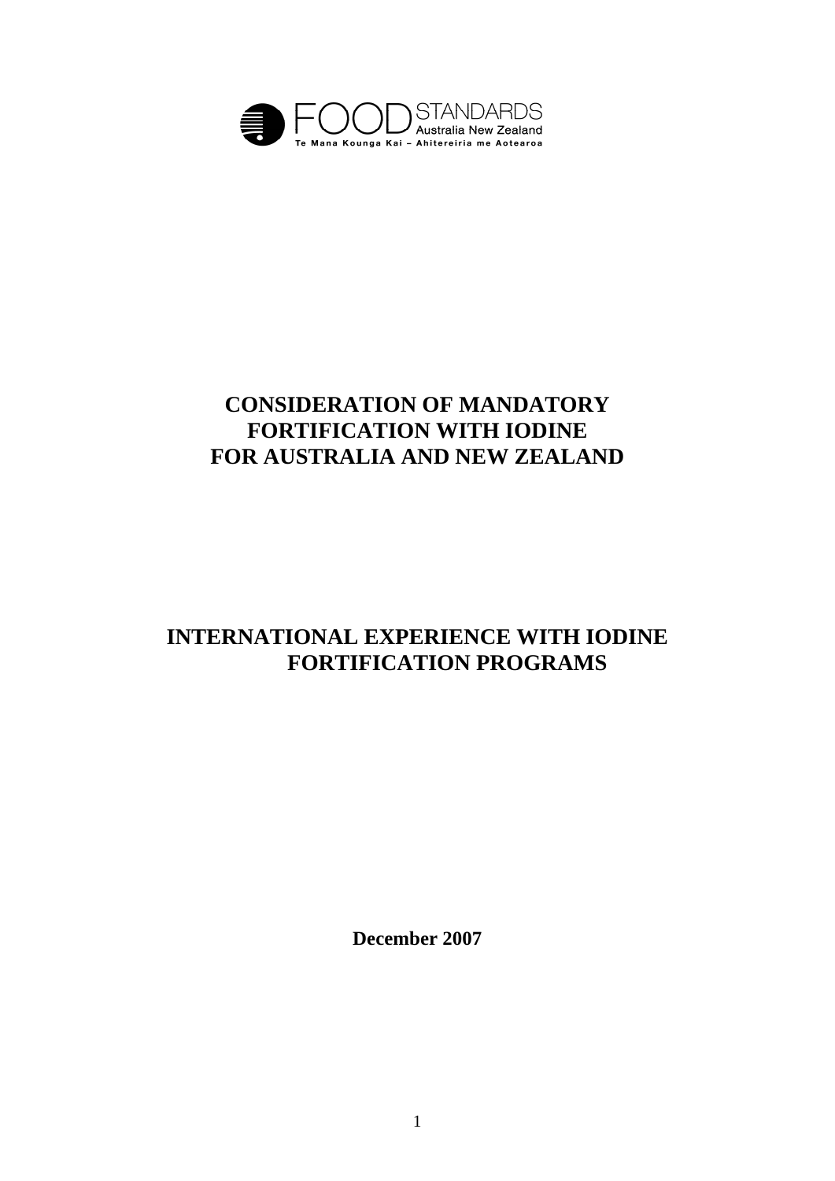FOOD STANDARDS Australia New Zealand

Te Mana Kounga Kai – Ahitereiria me Aotearoa

# CONSIDERATION OF MANDATORY FORTIFICATION WITH IODINE FOR AUSTRALIA AND NEW ZEALAND

# INTERNATIONAL EXPERIENCE WITH IODINE FORTIFICATION PROGRAMS

**December 2007**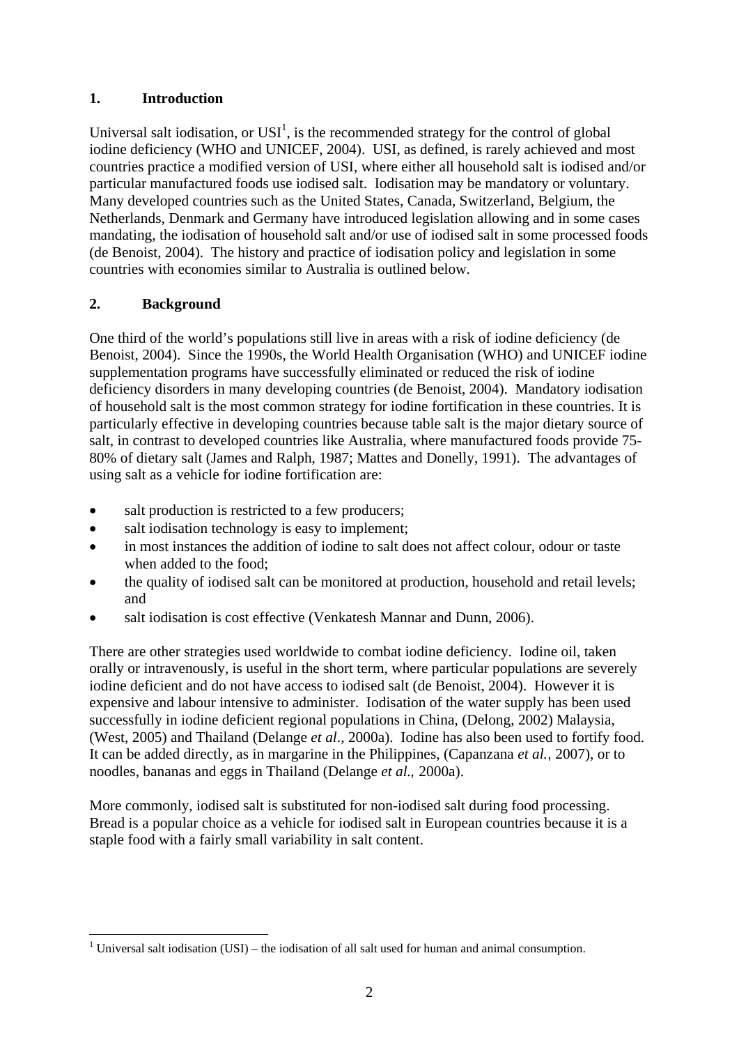## 1. Introduction

Universal salt iodisation, or USI[1], is the recommended strategy for the control of global iodine deficiency (WHO and UNICEF, 2004). USI, as defined, is rarely achieved and most countries practice a modified version of USI, where either all household salt is iodised and/or particular manufactured foods use iodised salt. Iodisation may be mandatory or voluntary. Many developed countries such as the United States, Canada, Switzerland, Belgium, the Netherlands, Denmark and Germany have introduced legislation allowing and in some cases mandating, the iodisation of household salt and/or use of iodised salt in some processed foods (de Benoist, 2004). The history and practice of iodisation policy and legislation in some countries with economies similar to Australia is outlined below.

## 2. Background

One third of the world's populations still live in areas with a risk of iodine deficiency (de Benoist, 2004). Since the 1990s, the World Health Organisation (WHO) and UNICEF iodine supplementation programs have successfully eliminated or reduced the risk of iodine deficiency disorders in many developing countries (de Benoist, 2004). Mandatory iodisation of household salt is the most common strategy for iodine fortification in these countries. It is particularly effective in developing countries because table salt is the major dietary source of salt, in contrast to developed countries like Australia, where manufactured foods provide 75-80% of dietary salt (James and Ralph, 1987; Mattes and Donelly, 1991). The advantages of using salt as a vehicle for iodine fortification are:

- salt production is restricted to a few producers;
- salt iodisation technology is easy to implement;
- in most instances the addition of iodine to salt does not affect colour, odour or taste when added to the food;
- the quality of iodised salt can be monitored at production, household and retail levels; and
- salt iodisation is cost effective (Venkatesh Mannar and Dunn, 2006).

There are other strategies used worldwide to combat iodine deficiency. Iodine oil, taken orally or intravenously, is useful in the short term, where particular populations are severely iodine deficient and do not have access to iodised salt (de Benoist, 2004). However it is expensive and labour intensive to administer. Iodisation of the water supply has been used successfully in iodine deficient regional populations in China, (Delong, 2002) Malaysia, (West, 2005) and Thailand (Delange *et al*., 2000a). Iodine has also been used to fortify food. It can be added directly, as in margarine in the Philippines, (Capanzana *et al.*, 2007), or to noodles, bananas and eggs in Thailand (Delange *et al.,* 2000a).

More commonly, iodised salt is substituted for non-iodised salt during food processing. Bread is a popular choice as a vehicle for iodised salt in European countries because it is a staple food with a fairly small variability in salt content.

[1] Universal salt iodisation (USI) – the iodisation of all salt used for human and animal consumption.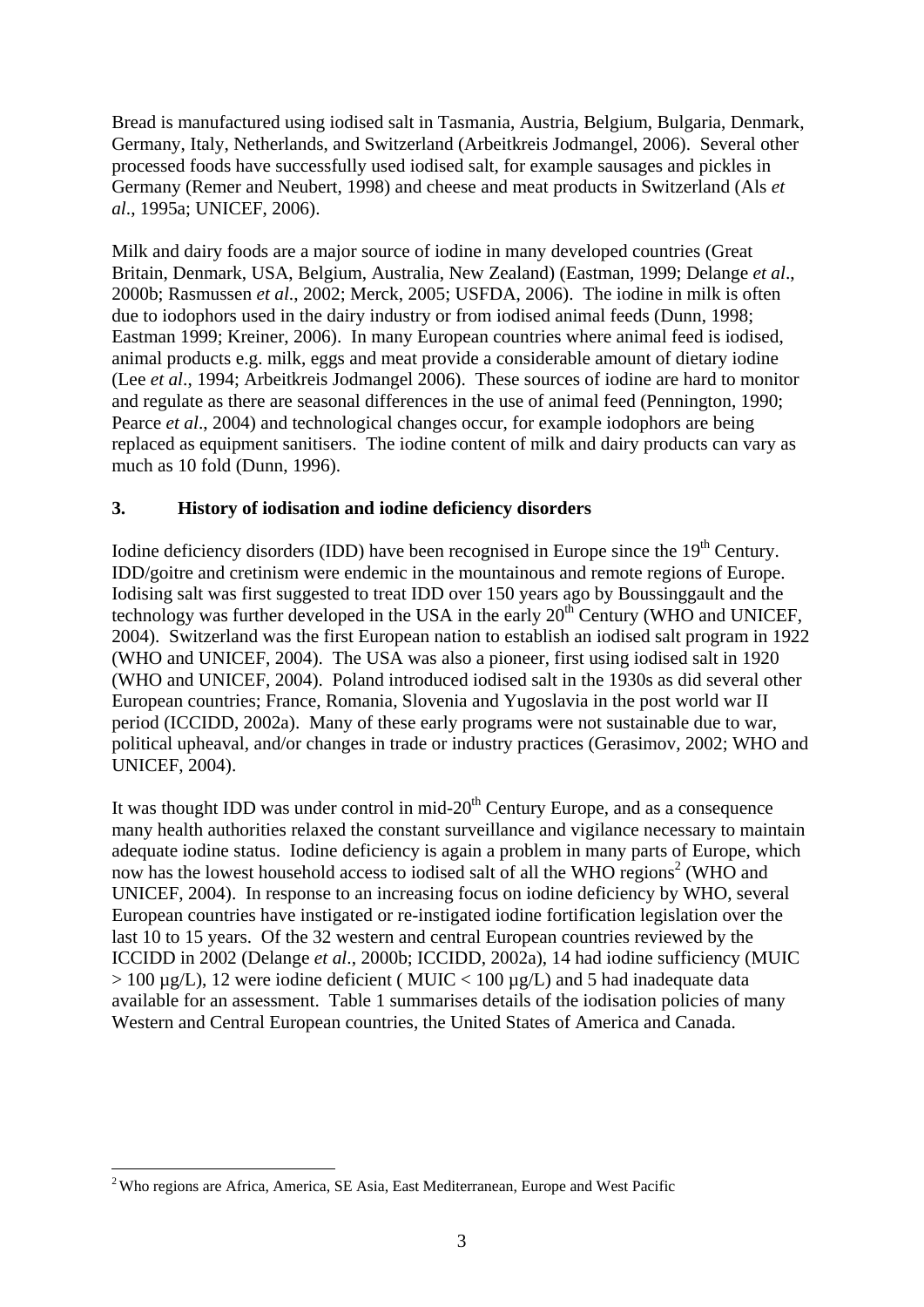Bread is manufactured using iodised salt in Tasmania, Austria, Belgium, Bulgaria, Denmark, Germany, Italy, Netherlands, and Switzerland (Arbeitkreis Jodmangel, 2006). Several other processed foods have successfully used iodised salt, for example sausages and pickles in Germany (Remer and Neubert, 1998) and cheese and meat products in Switzerland (Als *et al*., 1995a; UNICEF, 2006).

Milk and dairy foods are a major source of iodine in many developed countries (Great Britain, Denmark, USA, Belgium, Australia, New Zealand) (Eastman, 1999; Delange *et al*., 2000b; Rasmussen *et al*., 2002; Merck, 2005; USFDA, 2006). The iodine in milk is often due to iodophors used in the dairy industry or from iodised animal feeds (Dunn, 1998; Eastman 1999; Kreiner, 2006). In many European countries where animal feed is iodised, animal products e.g. milk, eggs and meat provide a considerable amount of dietary iodine (Lee *et al*., 1994; Arbeitkreis Jodmangel 2006). These sources of iodine are hard to monitor and regulate as there are seasonal differences in the use of animal feed (Pennington, 1990; Pearce *et al*., 2004) and technological changes occur, for example iodophors are being replaced as equipment sanitisers. The iodine content of milk and dairy products can vary as much as 10 fold (Dunn, 1996).

## 3. History of iodisation and iodine deficiency disorders

Iodine deficiency disorders (IDD) have been recognised in Europe since the 19th Century. IDD/goitre and cretinism were endemic in the mountainous and remote regions of Europe. Iodising salt was first suggested to treat IDD over 150 years ago by Boussinggault and the technology was further developed in the USA in the early 20th Century (WHO and UNICEF, 2004). Switzerland was the first European nation to establish an iodised salt program in 1922 (WHO and UNICEF, 2004). The USA was also a pioneer, first using iodised salt in 1920 (WHO and UNICEF, 2004). Poland introduced iodised salt in the 1930s as did several other European countries; France, Romania, Slovenia and Yugoslavia in the post world war II period (ICCIDD, 2002a). Many of these early programs were not sustainable due to war, political upheaval, and/or changes in trade or industry practices (Gerasimov, 2002; WHO and UNICEF, 2004).

It was thought IDD was under control in mid-20th Century Europe, and as a consequence many health authorities relaxed the constant surveillance and vigilance necessary to maintain adequate iodine status. Iodine deficiency is again a problem in many parts of Europe, which now has the lowest household access to iodised salt of all the WHO regions[2] (WHO and UNICEF, 2004). In response to an increasing focus on iodine deficiency by WHO, several European countries have instigated or re-instigated iodine fortification legislation over the last 10 to 15 years. Of the 32 western and central European countries reviewed by the ICCIDD in 2002 (Delange *et al*., 2000b; ICCIDD, 2002a), 14 had iodine sufficiency (MUIC > 100 µg/L), 12 were iodine deficient ( MUIC < 100 µg/L) and 5 had inadequate data available for an assessment. Table 1 summarises details of the iodisation policies of many Western and Central European countries, the United States of America and Canada.

[2] Who regions are Africa, America, SE Asia, East Mediterranean, Europe and West Pacific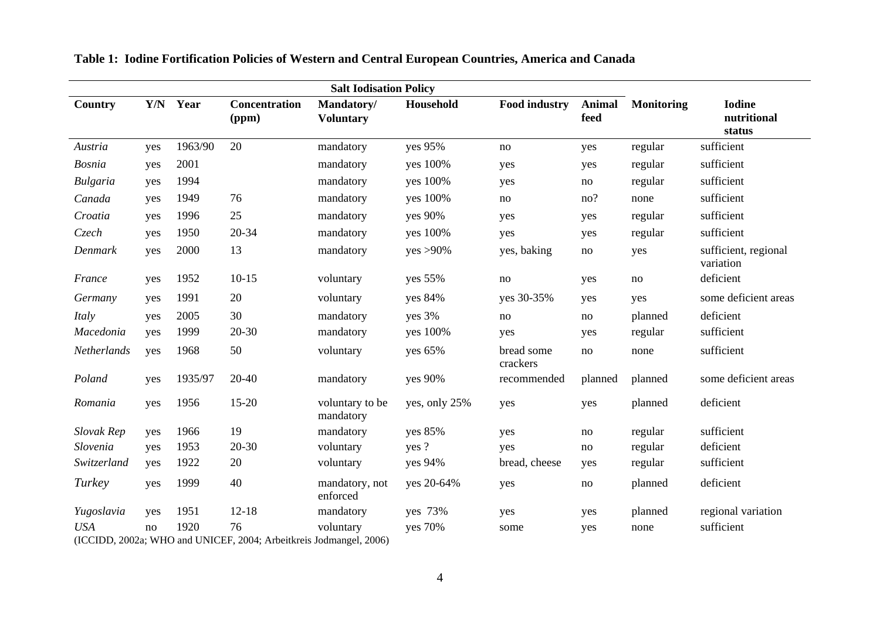**Table 1: Iodine Fortification Policies of Western and Central European Countries, America and Canada**

| | Salt Iodisation Policy | | | | | | | | |
|---|---|---|---|---|---|---|---|---|---|
| **Country** | **Y/N** | **Year** | **Concentration (ppm)** | **Mandatory/ Voluntary** | **Household** | **Food industry** | **Animal feed** | **Monitoring** | **Iodine nutritional status** |
| *Austria* | yes | 1963/90 | 20 | mandatory | yes 95% | no | yes | regular | sufficient |
| *Bosnia* | yes | 2001 | | mandatory | yes 100% | yes | yes | regular | sufficient |
| *Bulgaria* | yes | 1994 | | mandatory | yes 100% | yes | no | regular | sufficient |
| *Canada* | yes | 1949 | 76 | mandatory | yes 100% | no | no? | none | sufficient |
| *Croatia* | yes | 1996 | 25 | mandatory | yes 90% | yes | yes | regular | sufficient |
| *Czech* | yes | 1950 | 20-34 | mandatory | yes 100% | yes | yes | regular | sufficient |
| *Denmark* | yes | 2000 | 13 | mandatory | yes >90% | yes, baking | no | yes | sufficient, regional variation |
| *France* | yes | 1952 | 10-15 | voluntary | yes 55% | no | yes | no | deficient |
| *Germany* | yes | 1991 | 20 | voluntary | yes 84% | yes 30-35% | yes | yes | some deficient areas |
| *Italy* | yes | 2005 | 30 | mandatory | yes 3% | no | no | planned | deficient |
| *Macedonia* | yes | 1999 | 20-30 | mandatory | yes 100% | yes | yes | regular | sufficient |
| *Netherlands* | yes | 1968 | 50 | voluntary | yes 65% | bread some crackers | no | none | sufficient |
| *Poland* | yes | 1935/97 | 20-40 | mandatory | yes 90% | recommended | planned | planned | some deficient areas |
| *Romania* | yes | 1956 | 15-20 | voluntary to be mandatory | yes, only 25% | yes | yes | planned | deficient |
| *Slovak Rep* | yes | 1966 | 19 | mandatory | yes 85% | yes | no | regular | sufficient |
| *Slovenia* | yes | 1953 | 20-30 | voluntary | yes ? | yes | no | regular | deficient |
| *Switzerland* | yes | 1922 | 20 | voluntary | yes 94% | bread, cheese | yes | regular | sufficient |
| *Turkey* | yes | 1999 | 40 | mandatory, not enforced | yes 20-64% | yes | no | planned | deficient |
| *Yugoslavia* | yes | 1951 | 12-18 | mandatory | yes 73% | yes | yes | planned | regional variation |
| *USA* | no | 1920 | 76 | voluntary | yes 70% | some | yes | none | sufficient |

(ICCIDD, 2002a; WHO and UNICEF, 2004; Arbeitkreis Jodmangel, 2006)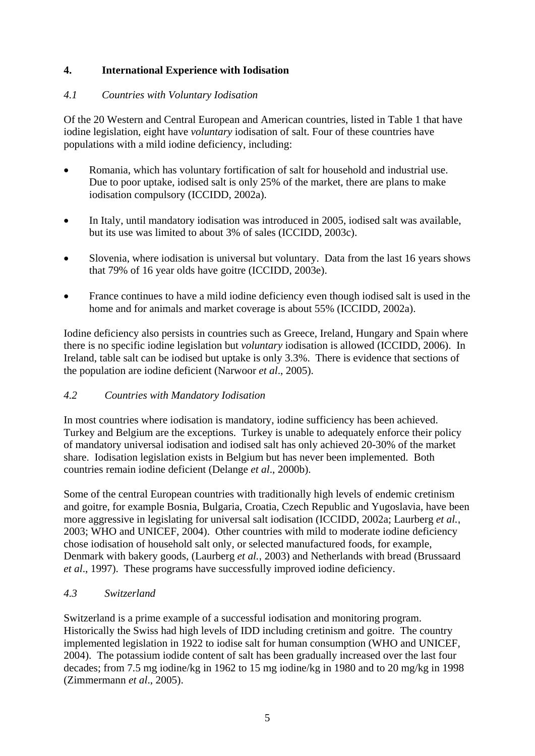## 4. International Experience with Iodisation

### *4.1 Countries with Voluntary Iodisation*

Of the 20 Western and Central European and American countries, listed in Table 1 that have iodine legislation, eight have *voluntary* iodisation of salt. Four of these countries have populations with a mild iodine deficiency, including:

- Romania, which has voluntary fortification of salt for household and industrial use. Due to poor uptake, iodised salt is only 25% of the market, there are plans to make iodisation compulsory (ICCIDD, 2002a).

- In Italy, until mandatory iodisation was introduced in 2005, iodised salt was available, but its use was limited to about 3% of sales (ICCIDD, 2003c).

- Slovenia, where iodisation is universal but voluntary. Data from the last 16 years shows that 79% of 16 year olds have goitre (ICCIDD, 2003e).

- France continues to have a mild iodine deficiency even though iodised salt is used in the home and for animals and market coverage is about 55% (ICCIDD, 2002a).

Iodine deficiency also persists in countries such as Greece, Ireland, Hungary and Spain where there is no specific iodine legislation but *voluntary* iodisation is allowed (ICCIDD, 2006). In Ireland, table salt can be iodised but uptake is only 3.3%. There is evidence that sections of the population are iodine deficient (Narwoor *et al*., 2005).

### *4.2 Countries with Mandatory Iodisation*

In most countries where iodisation is mandatory, iodine sufficiency has been achieved. Turkey and Belgium are the exceptions. Turkey is unable to adequately enforce their policy of mandatory universal iodisation and iodised salt has only achieved 20-30% of the market share. Iodisation legislation exists in Belgium but has never been implemented. Both countries remain iodine deficient (Delange *et al*., 2000b).

Some of the central European countries with traditionally high levels of endemic cretinism and goitre, for example Bosnia, Bulgaria, Croatia, Czech Republic and Yugoslavia, have been more aggressive in legislating for universal salt iodisation (ICCIDD, 2002a; Laurberg *et al.*, 2003; WHO and UNICEF, 2004). Other countries with mild to moderate iodine deficiency chose iodisation of household salt only, or selected manufactured foods, for example, Denmark with bakery goods, (Laurberg *et al.*, 2003) and Netherlands with bread (Brussaard *et al*., 1997). These programs have successfully improved iodine deficiency.

### *4.3 Switzerland*

Switzerland is a prime example of a successful iodisation and monitoring program. Historically the Swiss had high levels of IDD including cretinism and goitre. The country implemented legislation in 1922 to iodise salt for human consumption (WHO and UNICEF, 2004). The potassium iodide content of salt has been gradually increased over the last four decades; from 7.5 mg iodine/kg in 1962 to 15 mg iodine/kg in 1980 and to 20 mg/kg in 1998 (Zimmermann *et al*., 2005).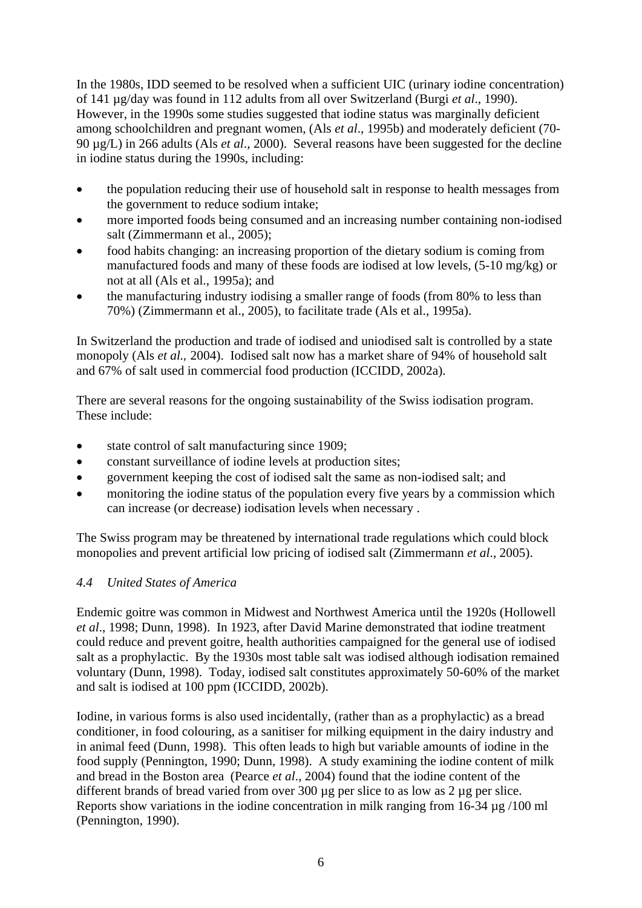In the 1980s, IDD seemed to be resolved when a sufficient UIC (urinary iodine concentration) of 141 µg/day was found in 112 adults from all over Switzerland (Burgi *et al*., 1990). However, in the 1990s some studies suggested that iodine status was marginally deficient among schoolchildren and pregnant women, (Als *et al*., 1995b) and moderately deficient (70-90 µg/L) in 266 adults (Als *et al*., 2000). Several reasons have been suggested for the decline in iodine status during the 1990s, including:

- the population reducing their use of household salt in response to health messages from the government to reduce sodium intake;
- more imported foods being consumed and an increasing number containing non-iodised salt (Zimmermann et al., 2005);
- food habits changing: an increasing proportion of the dietary sodium is coming from manufactured foods and many of these foods are iodised at low levels, (5-10 mg/kg) or not at all (Als et al., 1995a); and
- the manufacturing industry iodising a smaller range of foods (from 80% to less than 70%) (Zimmermann et al., 2005), to facilitate trade (Als et al., 1995a).

In Switzerland the production and trade of iodised and uniodised salt is controlled by a state monopoly (Als *et al.,* 2004). Iodised salt now has a market share of 94% of household salt and 67% of salt used in commercial food production (ICCIDD, 2002a).

There are several reasons for the ongoing sustainability of the Swiss iodisation program. These include:

- state control of salt manufacturing since 1909;
- constant surveillance of iodine levels at production sites;
- government keeping the cost of iodised salt the same as non-iodised salt; and
- monitoring the iodine status of the population every five years by a commission which can increase (or decrease) iodisation levels when necessary .

The Swiss program may be threatened by international trade regulations which could block monopolies and prevent artificial low pricing of iodised salt (Zimmermann *et al*., 2005).

### *4.4 United States of America*

Endemic goitre was common in Midwest and Northwest America until the 1920s (Hollowell *et al*., 1998; Dunn, 1998). In 1923, after David Marine demonstrated that iodine treatment could reduce and prevent goitre, health authorities campaigned for the general use of iodised salt as a prophylactic. By the 1930s most table salt was iodised although iodisation remained voluntary (Dunn, 1998). Today, iodised salt constitutes approximately 50-60% of the market and salt is iodised at 100 ppm (ICCIDD, 2002b).

Iodine, in various forms is also used incidentally, (rather than as a prophylactic) as a bread conditioner, in food colouring, as a sanitiser for milking equipment in the dairy industry and in animal feed (Dunn, 1998). This often leads to high but variable amounts of iodine in the food supply (Pennington, 1990; Dunn, 1998). A study examining the iodine content of milk and bread in the Boston area (Pearce *et al*., 2004) found that the iodine content of the different brands of bread varied from over 300 µg per slice to as low as 2 µg per slice. Reports show variations in the iodine concentration in milk ranging from 16-34 µg /100 ml (Pennington, 1990).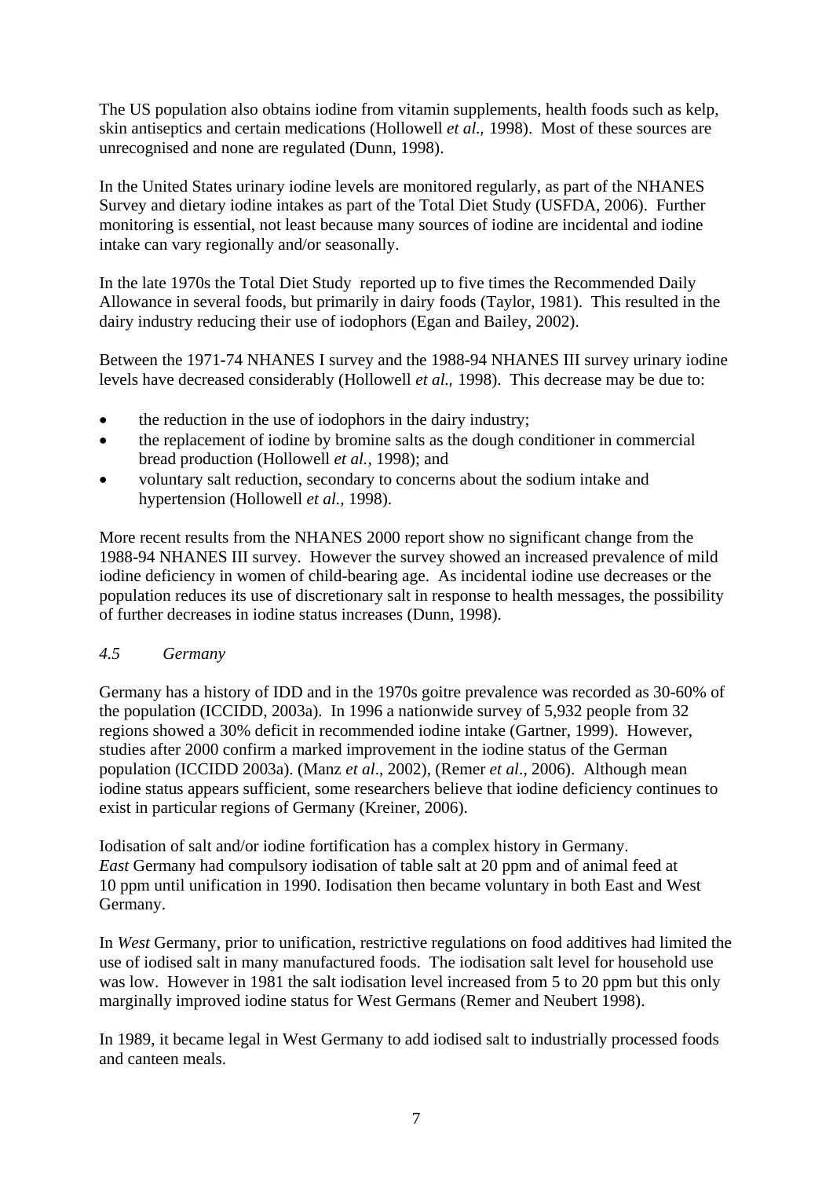The US population also obtains iodine from vitamin supplements, health foods such as kelp, skin antiseptics and certain medications (Hollowell *et al.,* 1998). Most of these sources are unrecognised and none are regulated (Dunn, 1998).

In the United States urinary iodine levels are monitored regularly, as part of the NHANES Survey and dietary iodine intakes as part of the Total Diet Study (USFDA, 2006). Further monitoring is essential, not least because many sources of iodine are incidental and iodine intake can vary regionally and/or seasonally.

In the late 1970s the Total Diet Study reported up to five times the Recommended Daily Allowance in several foods, but primarily in dairy foods (Taylor, 1981). This resulted in the dairy industry reducing their use of iodophors (Egan and Bailey, 2002).

Between the 1971-74 NHANES I survey and the 1988-94 NHANES III survey urinary iodine levels have decreased considerably (Hollowell *et al.,* 1998). This decrease may be due to:

- the reduction in the use of iodophors in the dairy industry;
- the replacement of iodine by bromine salts as the dough conditioner in commercial bread production (Hollowell *et al.*, 1998); and
- voluntary salt reduction, secondary to concerns about the sodium intake and hypertension (Hollowell *et al.,* 1998).

More recent results from the NHANES 2000 report show no significant change from the 1988-94 NHANES III survey. However the survey showed an increased prevalence of mild iodine deficiency in women of child-bearing age. As incidental iodine use decreases or the population reduces its use of discretionary salt in response to health messages, the possibility of further decreases in iodine status increases (Dunn, 1998).

### *4.5 Germany*

Germany has a history of IDD and in the 1970s goitre prevalence was recorded as 30-60% of the population (ICCIDD, 2003a). In 1996 a nationwide survey of 5,932 people from 32 regions showed a 30% deficit in recommended iodine intake (Gartner, 1999). However, studies after 2000 confirm a marked improvement in the iodine status of the German population (ICCIDD 2003a). (Manz *et al*., 2002), (Remer *et al*., 2006). Although mean iodine status appears sufficient, some researchers believe that iodine deficiency continues to exist in particular regions of Germany (Kreiner, 2006).

Iodisation of salt and/or iodine fortification has a complex history in Germany. *East* Germany had compulsory iodisation of table salt at 20 ppm and of animal feed at 10 ppm until unification in 1990. Iodisation then became voluntary in both East and West Germany.

In *West* Germany, prior to unification, restrictive regulations on food additives had limited the use of iodised salt in many manufactured foods. The iodisation salt level for household use was low. However in 1981 the salt iodisation level increased from 5 to 20 ppm but this only marginally improved iodine status for West Germans (Remer and Neubert 1998).

In 1989, it became legal in West Germany to add iodised salt to industrially processed foods and canteen meals.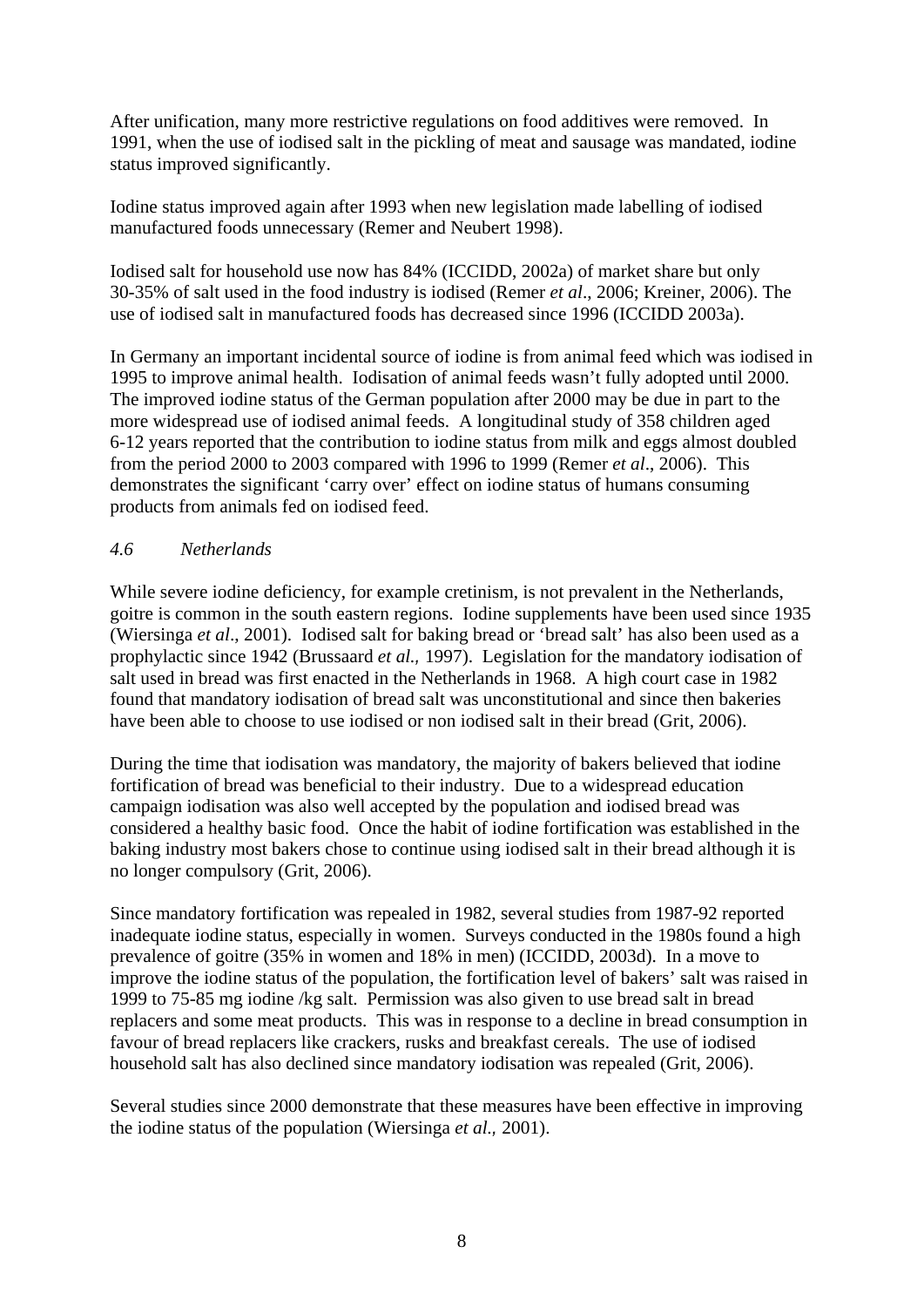After unification, many more restrictive regulations on food additives were removed. In 1991, when the use of iodised salt in the pickling of meat and sausage was mandated, iodine status improved significantly.

Iodine status improved again after 1993 when new legislation made labelling of iodised manufactured foods unnecessary (Remer and Neubert 1998).

Iodised salt for household use now has 84% (ICCIDD, 2002a) of market share but only 30-35% of salt used in the food industry is iodised (Remer *et al*., 2006; Kreiner, 2006). The use of iodised salt in manufactured foods has decreased since 1996 (ICCIDD 2003a).

In Germany an important incidental source of iodine is from animal feed which was iodised in 1995 to improve animal health. Iodisation of animal feeds wasn't fully adopted until 2000. The improved iodine status of the German population after 2000 may be due in part to the more widespread use of iodised animal feeds. A longitudinal study of 358 children aged 6-12 years reported that the contribution to iodine status from milk and eggs almost doubled from the period 2000 to 2003 compared with 1996 to 1999 (Remer *et al*., 2006). This demonstrates the significant 'carry over' effect on iodine status of humans consuming products from animals fed on iodised feed.

### *4.6 Netherlands*

While severe iodine deficiency, for example cretinism, is not prevalent in the Netherlands, goitre is common in the south eastern regions. Iodine supplements have been used since 1935 (Wiersinga *et al*., 2001). Iodised salt for baking bread or 'bread salt' has also been used as a prophylactic since 1942 (Brussaard *et al.,* 1997). Legislation for the mandatory iodisation of salt used in bread was first enacted in the Netherlands in 1968. A high court case in 1982 found that mandatory iodisation of bread salt was unconstitutional and since then bakeries have been able to choose to use iodised or non iodised salt in their bread (Grit, 2006).

During the time that iodisation was mandatory, the majority of bakers believed that iodine fortification of bread was beneficial to their industry. Due to a widespread education campaign iodisation was also well accepted by the population and iodised bread was considered a healthy basic food. Once the habit of iodine fortification was established in the baking industry most bakers chose to continue using iodised salt in their bread although it is no longer compulsory (Grit, 2006).

Since mandatory fortification was repealed in 1982, several studies from 1987-92 reported inadequate iodine status, especially in women. Surveys conducted in the 1980s found a high prevalence of goitre (35% in women and 18% in men) (ICCIDD, 2003d). In a move to improve the iodine status of the population, the fortification level of bakers' salt was raised in 1999 to 75-85 mg iodine /kg salt. Permission was also given to use bread salt in bread replacers and some meat products. This was in response to a decline in bread consumption in favour of bread replacers like crackers, rusks and breakfast cereals. The use of iodised household salt has also declined since mandatory iodisation was repealed (Grit, 2006).

Several studies since 2000 demonstrate that these measures have been effective in improving the iodine status of the population (Wiersinga *et al.,* 2001).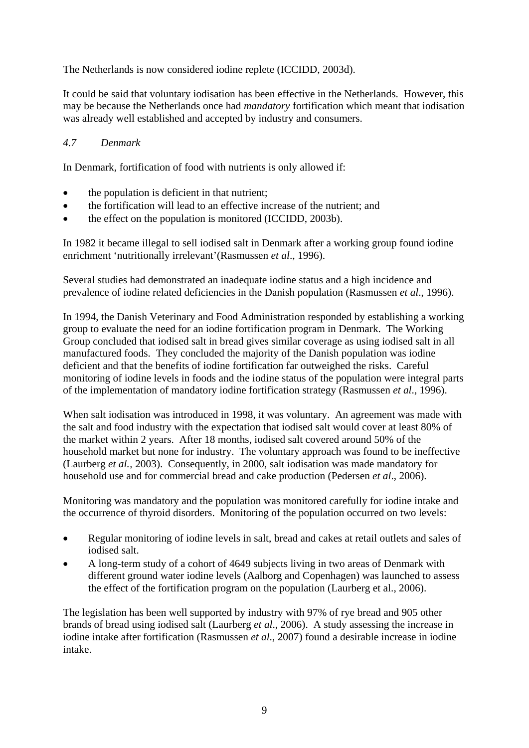The Netherlands is now considered iodine replete (ICCIDD, 2003d).

It could be said that voluntary iodisation has been effective in the Netherlands. However, this may be because the Netherlands once had *mandatory* fortification which meant that iodisation was already well established and accepted by industry and consumers.

### *4.7 Denmark*

In Denmark, fortification of food with nutrients is only allowed if:

- the population is deficient in that nutrient;
- the fortification will lead to an effective increase of the nutrient; and
- the effect on the population is monitored (ICCIDD, 2003b).

In 1982 it became illegal to sell iodised salt in Denmark after a working group found iodine enrichment 'nutritionally irrelevant'(Rasmussen *et al*., 1996).

Several studies had demonstrated an inadequate iodine status and a high incidence and prevalence of iodine related deficiencies in the Danish population (Rasmussen *et al*., 1996).

In 1994, the Danish Veterinary and Food Administration responded by establishing a working group to evaluate the need for an iodine fortification program in Denmark. The Working Group concluded that iodised salt in bread gives similar coverage as using iodised salt in all manufactured foods. They concluded the majority of the Danish population was iodine deficient and that the benefits of iodine fortification far outweighed the risks. Careful monitoring of iodine levels in foods and the iodine status of the population were integral parts of the implementation of mandatory iodine fortification strategy (Rasmussen *et al*., 1996).

When salt iodisation was introduced in 1998, it was voluntary. An agreement was made with the salt and food industry with the expectation that iodised salt would cover at least 80% of the market within 2 years. After 18 months, iodised salt covered around 50% of the household market but none for industry. The voluntary approach was found to be ineffective (Laurberg *et al.*, 2003). Consequently, in 2000, salt iodisation was made mandatory for household use and for commercial bread and cake production (Pedersen *et al*., 2006).

Monitoring was mandatory and the population was monitored carefully for iodine intake and the occurrence of thyroid disorders. Monitoring of the population occurred on two levels:

- Regular monitoring of iodine levels in salt, bread and cakes at retail outlets and sales of iodised salt.
- A long-term study of a cohort of 4649 subjects living in two areas of Denmark with different ground water iodine levels (Aalborg and Copenhagen) was launched to assess the effect of the fortification program on the population (Laurberg et al., 2006).

The legislation has been well supported by industry with 97% of rye bread and 905 other brands of bread using iodised salt (Laurberg *et al*., 2006). A study assessing the increase in iodine intake after fortification (Rasmussen *et al*., 2007) found a desirable increase in iodine intake.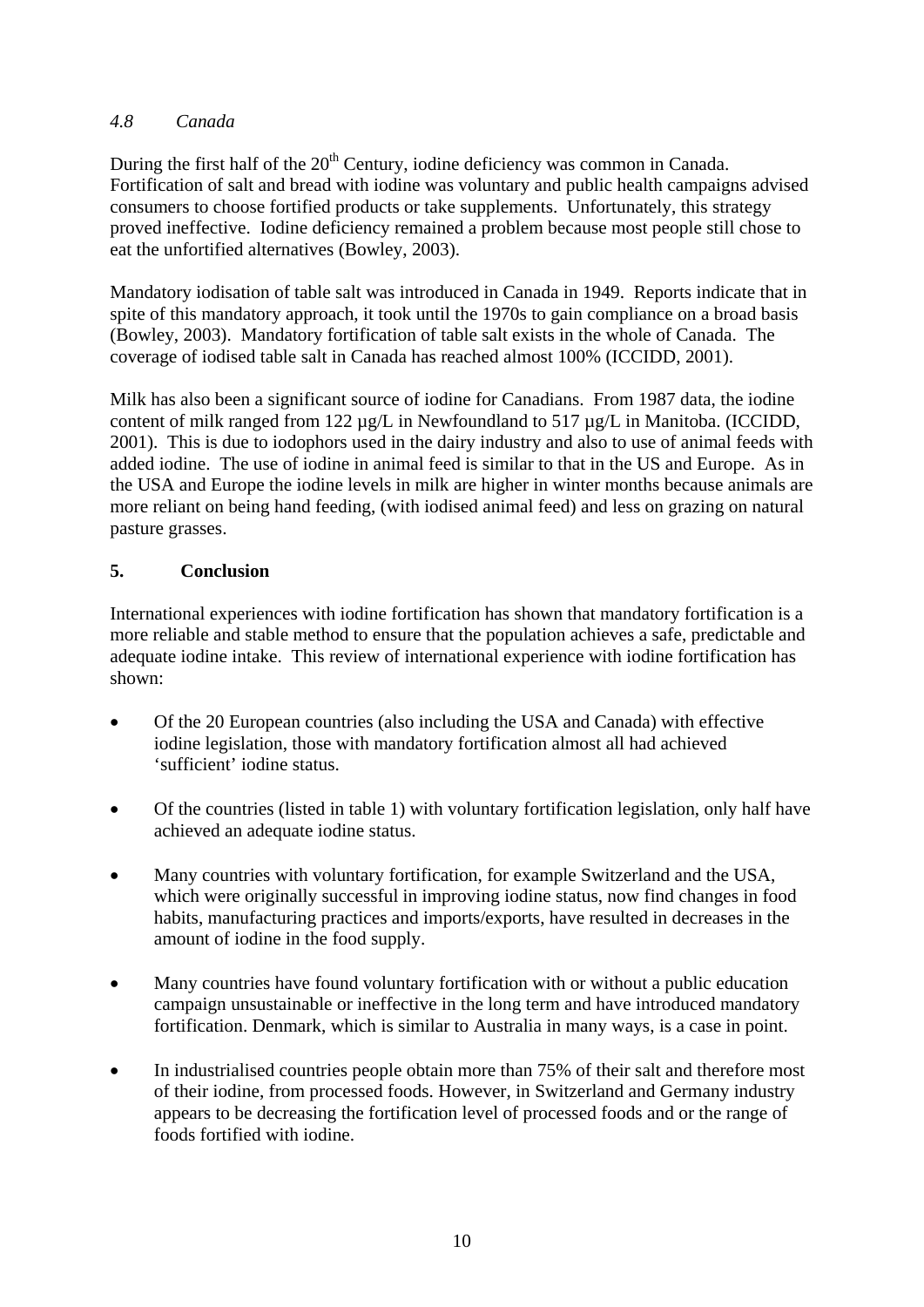### *4.8 Canada*

During the first half of the 20th Century, iodine deficiency was common in Canada. Fortification of salt and bread with iodine was voluntary and public health campaigns advised consumers to choose fortified products or take supplements. Unfortunately, this strategy proved ineffective. Iodine deficiency remained a problem because most people still chose to eat the unfortified alternatives (Bowley, 2003).

Mandatory iodisation of table salt was introduced in Canada in 1949. Reports indicate that in spite of this mandatory approach, it took until the 1970s to gain compliance on a broad basis (Bowley, 2003). Mandatory fortification of table salt exists in the whole of Canada. The coverage of iodised table salt in Canada has reached almost 100% (ICCIDD, 2001).

Milk has also been a significant source of iodine for Canadians. From 1987 data, the iodine content of milk ranged from 122 µg/L in Newfoundland to 517 µg/L in Manitoba. (ICCIDD, 2001). This is due to iodophors used in the dairy industry and also to use of animal feeds with added iodine. The use of iodine in animal feed is similar to that in the US and Europe. As in the USA and Europe the iodine levels in milk are higher in winter months because animals are more reliant on being hand feeding, (with iodised animal feed) and less on grazing on natural pasture grasses.

## **5. Conclusion**

International experiences with iodine fortification has shown that mandatory fortification is a more reliable and stable method to ensure that the population achieves a safe, predictable and adequate iodine intake. This review of international experience with iodine fortification has shown:

- Of the 20 European countries (also including the USA and Canada) with effective iodine legislation, those with mandatory fortification almost all had achieved 'sufficient' iodine status.
- Of the countries (listed in table 1) with voluntary fortification legislation, only half have achieved an adequate iodine status.
- Many countries with voluntary fortification, for example Switzerland and the USA, which were originally successful in improving iodine status, now find changes in food habits, manufacturing practices and imports/exports, have resulted in decreases in the amount of iodine in the food supply.
- Many countries have found voluntary fortification with or without a public education campaign unsustainable or ineffective in the long term and have introduced mandatory fortification. Denmark, which is similar to Australia in many ways, is a case in point.
- In industrialised countries people obtain more than 75% of their salt and therefore most of their iodine, from processed foods. However, in Switzerland and Germany industry appears to be decreasing the fortification level of processed foods and or the range of foods fortified with iodine.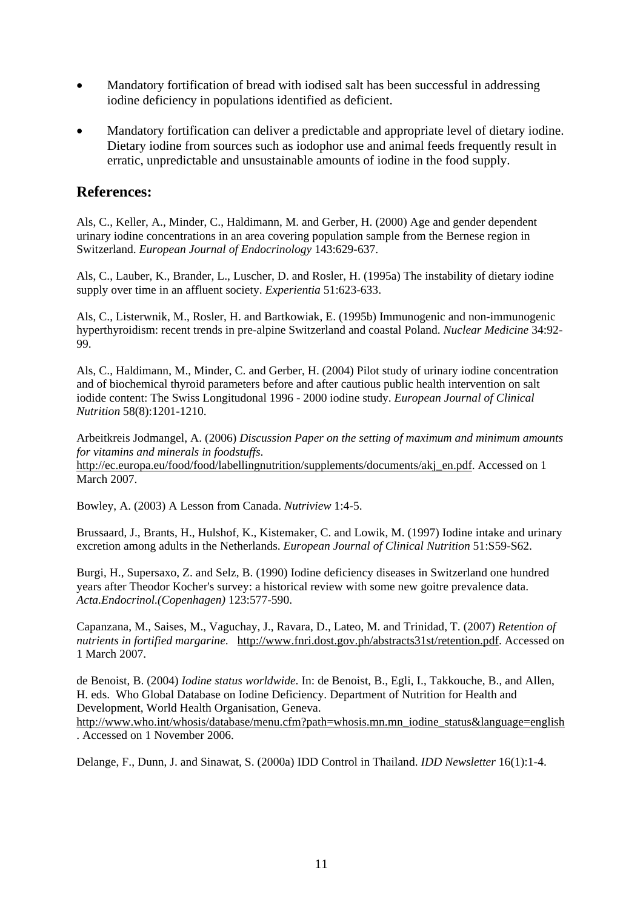- Mandatory fortification of bread with iodised salt has been successful in addressing iodine deficiency in populations identified as deficient.

- Mandatory fortification can deliver a predictable and appropriate level of dietary iodine. Dietary iodine from sources such as iodophor use and animal feeds frequently result in erratic, unpredictable and unsustainable amounts of iodine in the food supply.

## References:

Als, C., Keller, A., Minder, C., Haldimann, M. and Gerber, H. (2000) Age and gender dependent urinary iodine concentrations in an area covering population sample from the Bernese region in Switzerland. *European Journal of Endocrinology* 143:629-637.

Als, C., Lauber, K., Brander, L., Luscher, D. and Rosler, H. (1995a) The instability of dietary iodine supply over time in an affluent society. *Experientia* 51:623-633.

Als, C., Listerwnik, M., Rosler, H. and Bartkowiak, E. (1995b) Immunogenic and non-immunogenic hyperthyroidism: recent trends in pre-alpine Switzerland and coastal Poland. *Nuclear Medicine* 34:92-99.

Als, C., Haldimann, M., Minder, C. and Gerber, H. (2004) Pilot study of urinary iodine concentration and of biochemical thyroid parameters before and after cautious public health intervention on salt iodide content: The Swiss Longitudonal 1996 - 2000 iodine study. *European Journal of Clinical Nutrition* 58(8):1201-1210.

Arbeitkreis Jodmangel, A. (2006) *Discussion Paper on the setting of maximum and minimum amounts for vitamins and minerals in foodstuffs*. http://ec.europa.eu/food/food/labellingnutrition/supplements/documents/akj_en.pdf. Accessed on 1 March 2007.

Bowley, A. (2003) A Lesson from Canada. *Nutriview* 1:4-5.

Brussaard, J., Brants, H., Hulshof, K., Kistemaker, C. and Lowik, M. (1997) Iodine intake and urinary excretion among adults in the Netherlands. *European Journal of Clinical Nutrition* 51:S59-S62.

Burgi, H., Supersaxo, Z. and Selz, B. (1990) Iodine deficiency diseases in Switzerland one hundred years after Theodor Kocher's survey: a historical review with some new goitre prevalence data. *Acta.Endocrinol.(Copenhagen)* 123:577-590.

Capanzana, M., Saises, M., Vaguchay, J., Ravara, D., Lateo, M. and Trinidad, T. (2007) *Retention of nutrients in fortified margarine*. http://www.fnri.dost.gov.ph/abstracts31st/retention.pdf. Accessed on 1 March 2007.

de Benoist, B. (2004) *Iodine status worldwide*. In: de Benoist, B., Egli, I., Takkouche, B., and Allen, H. eds. Who Global Database on Iodine Deficiency. Department of Nutrition for Health and Development, World Health Organisation, Geneva. http://www.who.int/whosis/database/menu.cfm?path=whosis.mn.mn_iodine_status&language=english . Accessed on 1 November 2006.

Delange, F., Dunn, J. and Sinawat, S. (2000a) IDD Control in Thailand. *IDD Newsletter* 16(1):1-4.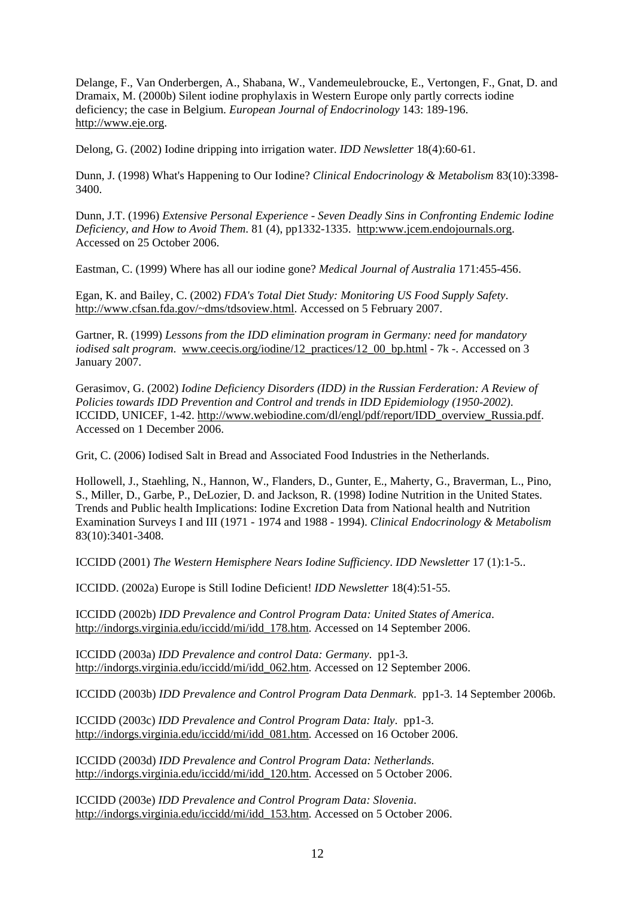Delange, F., Van Onderbergen, A., Shabana, W., Vandemeulebroucke, E., Vertongen, F., Gnat, D. and Dramaix, M. (2000b) Silent iodine prophylaxis in Western Europe only partly corrects iodine deficiency; the case in Belgium. *European Journal of Endocrinology* 143: 189-196. http://www.eje.org.

Delong, G. (2002) Iodine dripping into irrigation water. *IDD Newsletter* 18(4):60-61.

Dunn, J. (1998) What's Happening to Our Iodine? *Clinical Endocrinology & Metabolism* 83(10):3398-3400.

Dunn, J.T. (1996) *Extensive Personal Experience - Seven Deadly Sins in Confronting Endemic Iodine Deficiency, and How to Avoid Them*. 81 (4), pp1332-1335. http:www.jcem.endojournals.org. Accessed on 25 October 2006.

Eastman, C. (1999) Where has all our iodine gone? *Medical Journal of Australia* 171:455-456.

Egan, K. and Bailey, C. (2002) *FDA's Total Diet Study: Monitoring US Food Supply Safety*. http://www.cfsan.fda.gov/~dms/tdsoview.html. Accessed on 5 February 2007.

Gartner, R. (1999) *Lessons from the IDD elimination program in Germany: need for mandatory iodised salt program*. www.ceecis.org/iodine/12_practices/12_00_bp.html - 7k -. Accessed on 3 January 2007.

Gerasimov, G. (2002) *Iodine Deficiency Disorders (IDD) in the Russian Ferderation: A Review of Policies towards IDD Prevention and Control and trends in IDD Epidemiology (1950-2002)*. ICCIDD, UNICEF, 1-42. http://www.webiodine.com/dl/engl/pdf/report/IDD_overview_Russia.pdf. Accessed on 1 December 2006.

Grit, C. (2006) Iodised Salt in Bread and Associated Food Industries in the Netherlands.

Hollowell, J., Staehling, N., Hannon, W., Flanders, D., Gunter, E., Maherty, G., Braverman, L., Pino, S., Miller, D., Garbe, P., DeLozier, D. and Jackson, R. (1998) Iodine Nutrition in the United States. Trends and Public health Implications: Iodine Excretion Data from National health and Nutrition Examination Surveys I and III (1971 - 1974 and 1988 - 1994). *Clinical Endocrinology & Metabolism* 83(10):3401-3408.

ICCIDD (2001) *The Western Hemisphere Nears Iodine Sufficiency*. *IDD Newsletter* 17 (1):1-5..

ICCIDD. (2002a) Europe is Still Iodine Deficient! *IDD Newsletter* 18(4):51-55.

ICCIDD (2002b) *IDD Prevalence and Control Program Data: United States of America*. http://indorgs.virginia.edu/iccidd/mi/idd_178.htm. Accessed on 14 September 2006.

ICCIDD (2003a) *IDD Prevalence and control Data: Germany*. pp1-3. http://indorgs.virginia.edu/iccidd/mi/idd_062.htm. Accessed on 12 September 2006.

ICCIDD (2003b) *IDD Prevalence and Control Program Data Denmark*. pp1-3. 14 September 2006b.

ICCIDD (2003c) *IDD Prevalence and Control Program Data: Italy*. pp1-3. http://indorgs.virginia.edu/iccidd/mi/idd_081.htm. Accessed on 16 October 2006.

ICCIDD (2003d) *IDD Prevalence and Control Program Data: Netherlands*. http://indorgs.virginia.edu/iccidd/mi/idd_120.htm. Accessed on 5 October 2006.

ICCIDD (2003e) *IDD Prevalence and Control Program Data: Slovenia*. http://indorgs.virginia.edu/iccidd/mi/idd_153.htm. Accessed on 5 October 2006.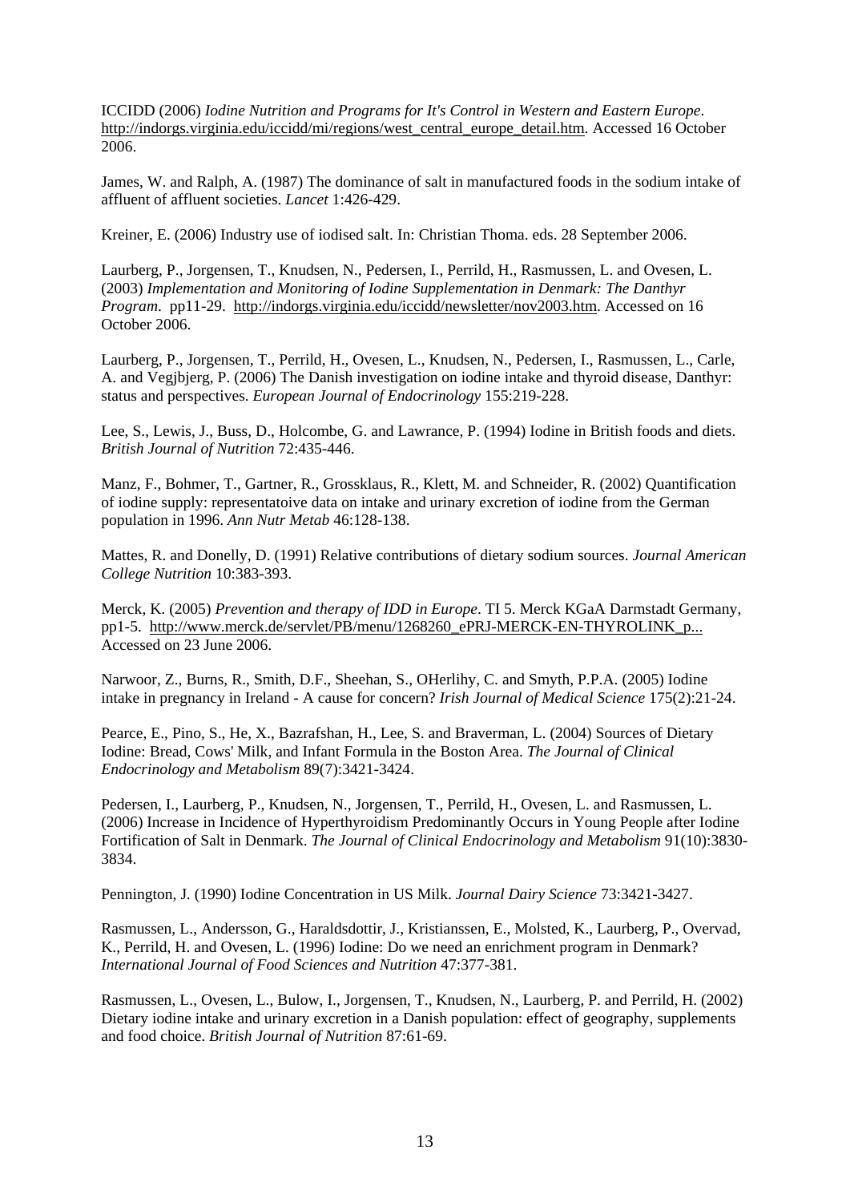ICCIDD (2006) *Iodine Nutrition and Programs for It's Control in Western and Eastern Europe*. http://indorgs.virginia.edu/iccidd/mi/regions/west_central_europe_detail.htm. Accessed 16 October 2006.

James, W. and Ralph, A. (1987) The dominance of salt in manufactured foods in the sodium intake of affluent of affluent societies. *Lancet* 1:426-429.

Kreiner, E. (2006) Industry use of iodised salt. In: Christian Thoma. eds. 28 September 2006.

Laurberg, P., Jorgensen, T., Knudsen, N., Pedersen, I., Perrild, H., Rasmussen, L. and Ovesen, L. (2003) *Implementation and Monitoring of Iodine Supplementation in Denmark: The Danthyr Program*. pp11-29. http://indorgs.virginia.edu/iccidd/newsletter/nov2003.htm. Accessed on 16 October 2006.

Laurberg, P., Jorgensen, T., Perrild, H., Ovesen, L., Knudsen, N., Pedersen, I., Rasmussen, L., Carle, A. and Vegjbjerg, P. (2006) The Danish investigation on iodine intake and thyroid disease, Danthyr: status and perspectives. *European Journal of Endocrinology* 155:219-228.

Lee, S., Lewis, J., Buss, D., Holcombe, G. and Lawrance, P. (1994) Iodine in British foods and diets. *British Journal of Nutrition* 72:435-446.

Manz, F., Bohmer, T., Gartner, R., Grossklaus, R., Klett, M. and Schneider, R. (2002) Quantification of iodine supply: representatoive data on intake and urinary excretion of iodine from the German population in 1996. *Ann Nutr Metab* 46:128-138.

Mattes, R. and Donelly, D. (1991) Relative contributions of dietary sodium sources. *Journal American College Nutrition* 10:383-393.

Merck, K. (2005) *Prevention and therapy of IDD in Europe*. TI 5. Merck KGaA Darmstadt Germany, pp1-5. http://www.merck.de/servlet/PB/menu/1268260_ePRJ-MERCK-EN-THYROLINK_p... Accessed on 23 June 2006.

Narwoor, Z., Burns, R., Smith, D.F., Sheehan, S., OHerlihy, C. and Smyth, P.P.A. (2005) Iodine intake in pregnancy in Ireland - A cause for concern? *Irish Journal of Medical Science* 175(2):21-24.

Pearce, E., Pino, S., He, X., Bazrafshan, H., Lee, S. and Braverman, L. (2004) Sources of Dietary Iodine: Bread, Cows' Milk, and Infant Formula in the Boston Area. *The Journal of Clinical Endocrinology and Metabolism* 89(7):3421-3424.

Pedersen, I., Laurberg, P., Knudsen, N., Jorgensen, T., Perrild, H., Ovesen, L. and Rasmussen, L. (2006) Increase in Incidence of Hyperthyroidism Predominantly Occurs in Young People after Iodine Fortification of Salt in Denmark. *The Journal of Clinical Endocrinology and Metabolism* 91(10):3830-3834.

Pennington, J. (1990) Iodine Concentration in US Milk. *Journal Dairy Science* 73:3421-3427.

Rasmussen, L., Andersson, G., Haraldsdottir, J., Kristianssen, E., Molsted, K., Laurberg, P., Overvad, K., Perrild, H. and Ovesen, L. (1996) Iodine: Do we need an enrichment program in Denmark? *International Journal of Food Sciences and Nutrition* 47:377-381.

Rasmussen, L., Ovesen, L., Bulow, I., Jorgensen, T., Knudsen, N., Laurberg, P. and Perrild, H. (2002) Dietary iodine intake and urinary excretion in a Danish population: effect of geography, supplements and food choice. *British Journal of Nutrition* 87:61-69.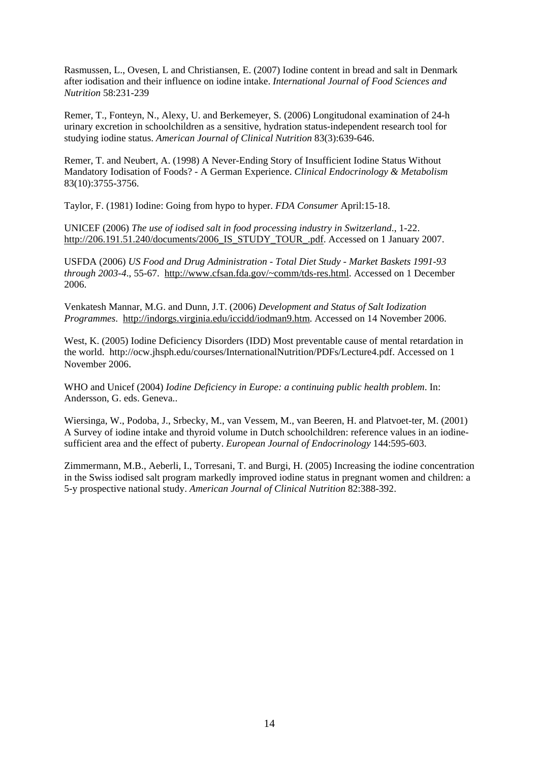Rasmussen, L., Ovesen, L and Christiansen, E. (2007) Iodine content in bread and salt in Denmark after iodisation and their influence on iodine intake. *International Journal of Food Sciences and Nutrition* 58:231-239

Remer, T., Fonteyn, N., Alexy, U. and Berkemeyer, S. (2006) Longitudonal examination of 24-h urinary excretion in schoolchildren as a sensitive, hydration status-independent research tool for studying iodine status. *American Journal of Clinical Nutrition* 83(3):639-646.

Remer, T. and Neubert, A. (1998) A Never-Ending Story of Insufficient Iodine Status Without Mandatory Iodisation of Foods? - A German Experience. *Clinical Endocrinology & Metabolism* 83(10):3755-3756.

Taylor, F. (1981) Iodine: Going from hypo to hyper. *FDA Consumer* April:15-18.

UNICEF (2006) *The use of iodised salt in food processing industry in Switzerland*., 1-22. http://206.191.51.240/documents/2006_IS_STUDY_TOUR_.pdf. Accessed on 1 January 2007.

USFDA (2006) *US Food and Drug Administration - Total Diet Study - Market Baskets 1991-93 through 2003-4*., 55-67. http://www.cfsan.fda.gov/~comm/tds-res.html. Accessed on 1 December 2006.

Venkatesh Mannar, M.G. and Dunn, J.T. (2006) *Development and Status of Salt Iodization Programmes*. http://indorgs.virginia.edu/iccidd/iodman9.htm. Accessed on 14 November 2006.

West, K. (2005) Iodine Deficiency Disorders (IDD) Most preventable cause of mental retardation in the world. http://ocw.jhsph.edu/courses/InternationalNutrition/PDFs/Lecture4.pdf. Accessed on 1 November 2006.

WHO and Unicef (2004) *Iodine Deficiency in Europe: a continuing public health problem*. In: Andersson, G. eds. Geneva..

Wiersinga, W., Podoba, J., Srbecky, M., van Vessem, M., van Beeren, H. and Platvoet-ter, M. (2001) A Survey of iodine intake and thyroid volume in Dutch schoolchildren: reference values in an iodine-sufficient area and the effect of puberty. *European Journal of Endocrinology* 144:595-603.

Zimmermann, M.B., Aeberli, I., Torresani, T. and Burgi, H. (2005) Increasing the iodine concentration in the Swiss iodised salt program markedly improved iodine status in pregnant women and children: a 5-y prospective national study. *American Journal of Clinical Nutrition* 82:388-392.